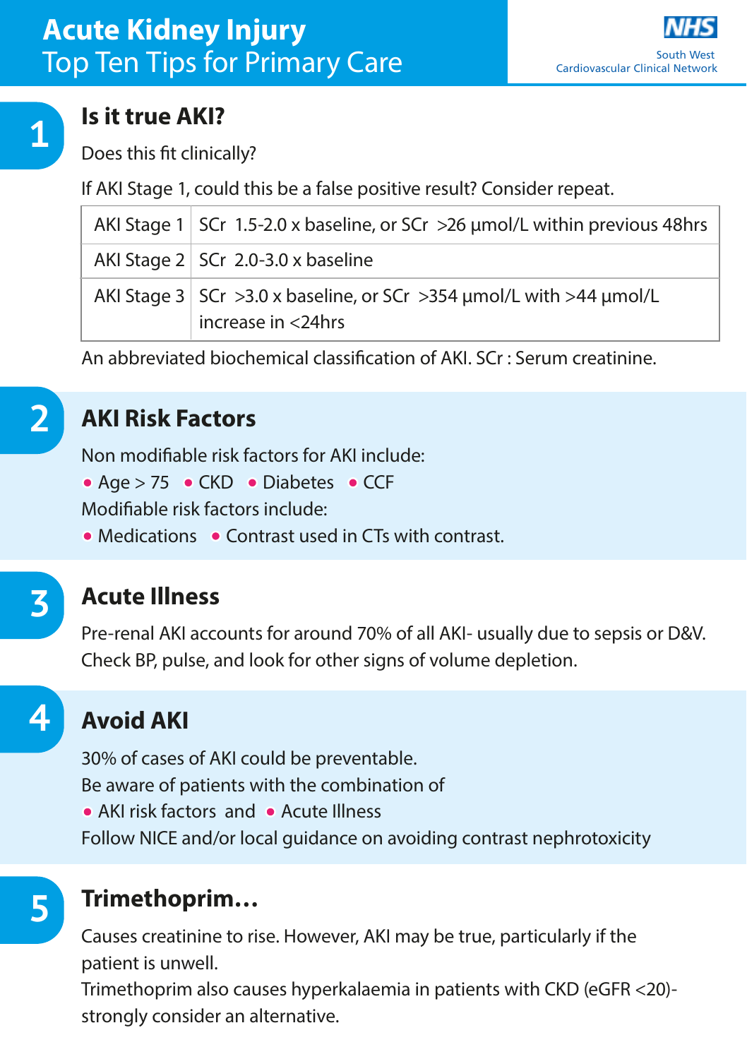# Acute Kidney Injury
## Top Ten Tips for Primary Care

NHS
South West
Cardiovascular Clinical Network

## 1 Is it true AKI?

Does this fit clinically?

If AKI Stage 1, could this be a false positive result? Consider repeat.

| | |
|---|---|
| AKI Stage 1 | SCr 1.5-2.0 x baseline, or SCr >26 μmol/L within previous 48hrs |
| AKI Stage 2 | SCr 2.0-3.0 x baseline |
| AKI Stage 3 | SCr >3.0 x baseline, or SCr >354 μmol/L with >44 μmol/L increase in <24hrs |

An abbreviated biochemical classification of AKI. SCr : Serum creatinine.

## 2 AKI Risk Factors

Non modifiable risk factors for AKI include:

- Age > 75
- CKD
- Diabetes
- CCF

Modifiable risk factors include:

- Medications
- Contrast used in CTs with contrast.

## 3 Acute Illness

Pre-renal AKI accounts for around 70% of all AKI- usually due to sepsis or D&V. Check BP, pulse, and look for other signs of volume depletion.

## 4 Avoid AKI

30% of cases of AKI could be preventable.

Be aware of patients with the combination of

- AKI risk factors and
- Acute Illness

Follow NICE and/or local guidance on avoiding contrast nephrotoxicity

## 5 Trimethoprim…

Causes creatinine to rise. However, AKI may be true, particularly if the patient is unwell.

Trimethoprim also causes hyperkalaemia in patients with CKD (eGFR <20)- strongly consider an alternative.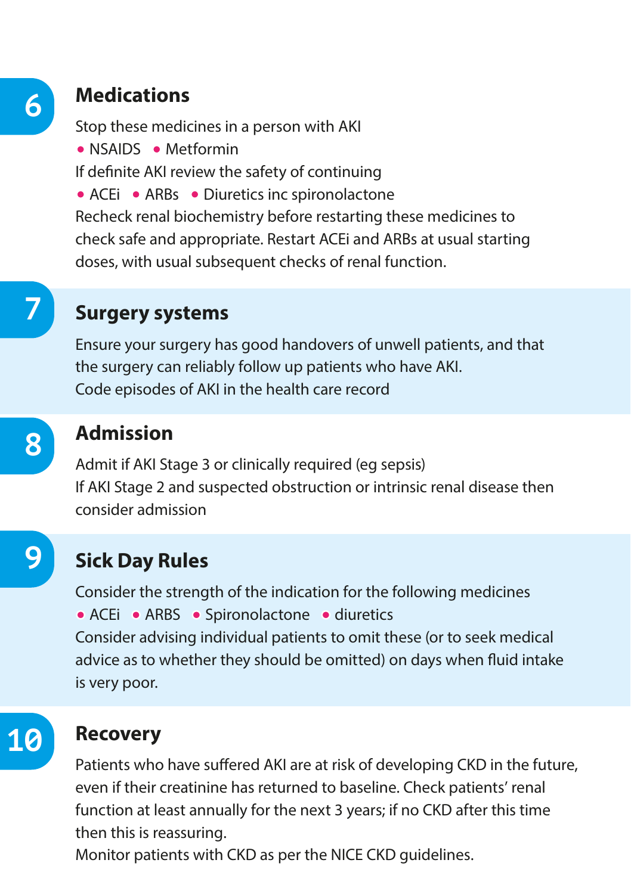## 6 Medications

Stop these medicines in a person with AKI

- NSAIDS
- Metformin

If definite AKI review the safety of continuing

- ACEi
- ARBs
- Diuretics inc spironolactone

Recheck renal biochemistry before restarting these medicines to check safe and appropriate. Restart ACEi and ARBs at usual starting doses, with usual subsequent checks of renal function.

## 7 Surgery systems

Ensure your surgery has good handovers of unwell patients, and that the surgery can reliably follow up patients who have AKI.
Code episodes of AKI in the health care record

## 8 Admission

Admit if AKI Stage 3 or clinically required (eg sepsis)
If AKI Stage 2 and suspected obstruction or intrinsic renal disease then consider admission

## 9 Sick Day Rules

Consider the strength of the indication for the following medicines

- ACEi
- ARBS
- Spironolactone
- diuretics

Consider advising individual patients to omit these (or to seek medical advice as to whether they should be omitted) on days when fluid intake is very poor.

## 10 Recovery

Patients who have suffered AKI are at risk of developing CKD in the future, even if their creatinine has returned to baseline. Check patients' renal function at least annually for the next 3 years; if no CKD after this time then this is reassuring.
Monitor patients with CKD as per the NICE CKD guidelines.